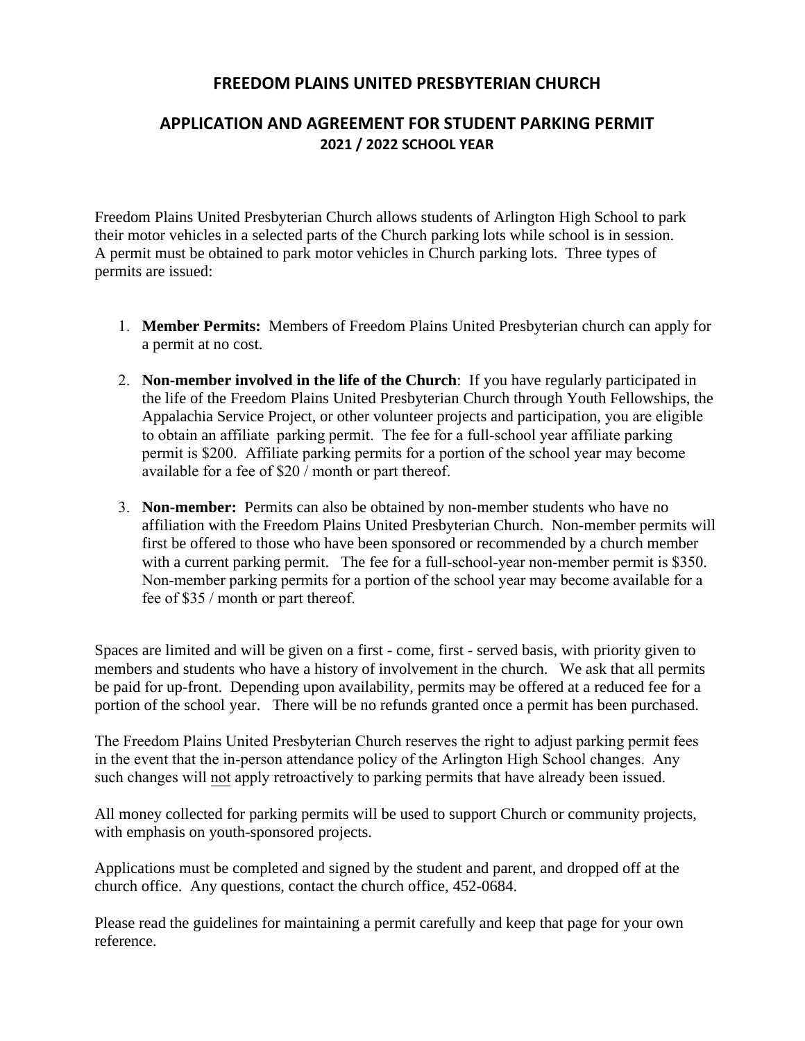# FREEDOM PLAINS UNITED PRESBYTERIAN CHURCH

## APPLICATION AND AGREEMENT FOR STUDENT PARKING PERMIT

### 2021 / 2022 SCHOOL YEAR

Freedom Plains United Presbyterian Church allows students of Arlington High School to park their motor vehicles in a selected parts of the Church parking lots while school is in session. A permit must be obtained to park motor vehicles in Church parking lots. Three types of permits are issued:

1. **Member Permits:** Members of Freedom Plains United Presbyterian church can apply for a permit at no cost.

2. **Non-member involved in the life of the Church**: If you have regularly participated in the life of the Freedom Plains United Presbyterian Church through Youth Fellowships, the Appalachia Service Project, or other volunteer projects and participation, you are eligible to obtain an affiliate parking permit. The fee for a full-school year affiliate parking permit is $200. Affiliate parking permits for a portion of the school year may become available for a fee of $20 / month or part thereof.

3. **Non-member:** Permits can also be obtained by non-member students who have no affiliation with the Freedom Plains United Presbyterian Church. Non-member permits will first be offered to those who have been sponsored or recommended by a church member with a current parking permit. The fee for a full-school-year non-member permit is $350. Non-member parking permits for a portion of the school year may become available for a fee of $35 / month or part thereof.

Spaces are limited and will be given on a first - come, first - served basis, with priority given to members and students who have a history of involvement in the church. We ask that all permits be paid for up-front. Depending upon availability, permits may be offered at a reduced fee for a portion of the school year. There will be no refunds granted once a permit has been purchased.

The Freedom Plains United Presbyterian Church reserves the right to adjust parking permit fees in the event that the in-person attendance policy of the Arlington High School changes. Any such changes will not apply retroactively to parking permits that have already been issued.

All money collected for parking permits will be used to support Church or community projects, with emphasis on youth-sponsored projects.

Applications must be completed and signed by the student and parent, and dropped off at the church office. Any questions, contact the church office, 452-0684.

Please read the guidelines for maintaining a permit carefully and keep that page for your own reference.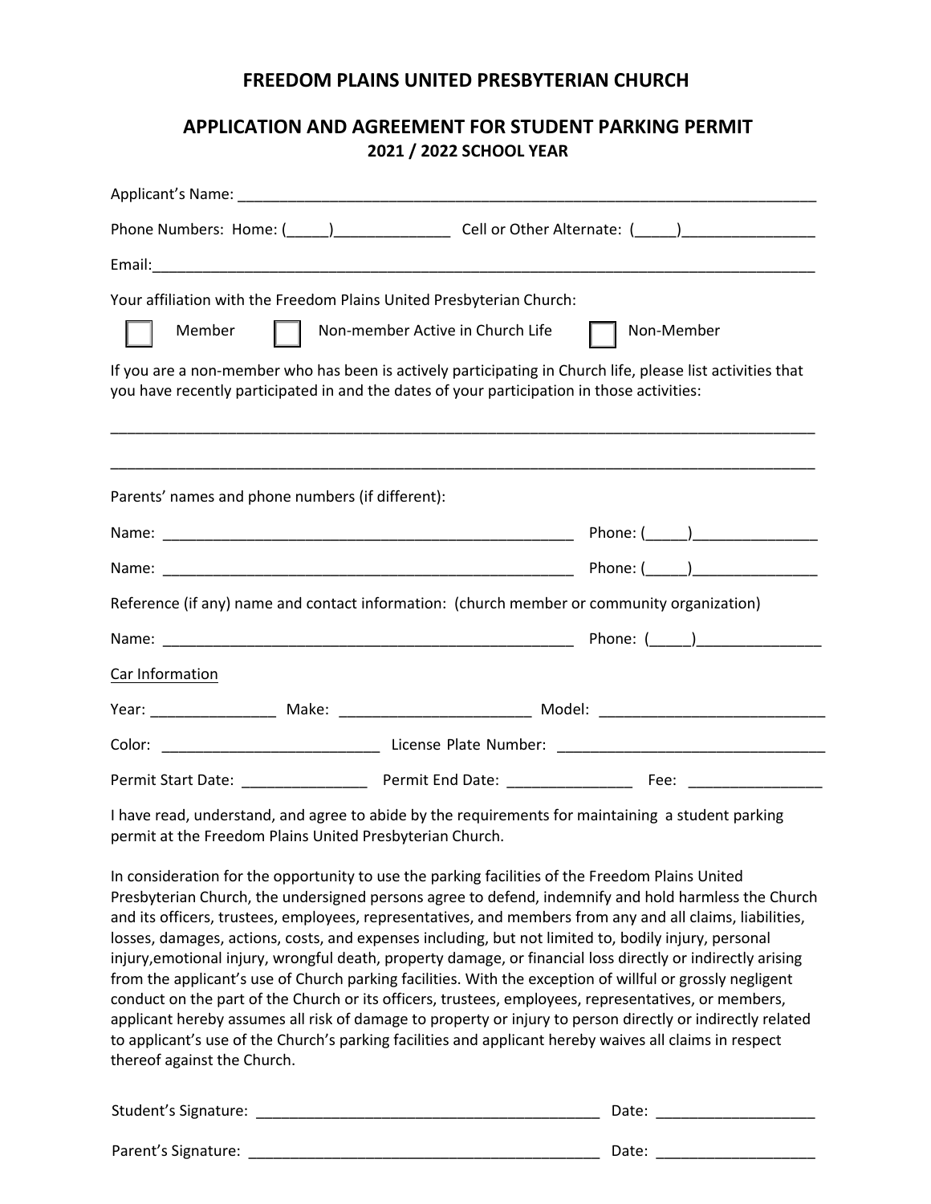# FREEDOM PLAINS UNITED PRESBYTERIAN CHURCH

## APPLICATION AND AGREEMENT FOR STUDENT PARKING PERMIT

### 2021 / 2022 SCHOOL YEAR

Applicant's Name: ___________________________________________________________________

Phone Numbers: Home: (_____)______________ Cell or Other Alternate: (_____)________________

Email:_________________________________________________________________________________

Your affiliation with the Freedom Plains United Presbyterian Church:

☐ Member ☐ Non-member Active in Church Life ☐ Non-Member

If you are a non-member who has been is actively participating in Church life, please list activities that you have recently participated in and the dates of your participation in those activities:

_______________________________________________________________________________________

_______________________________________________________________________________________

Parents' names and phone numbers (if different):

Name: ___________________________________________________ Phone: (_____)_______________

Name: ___________________________________________________ Phone: (_____)_______________

Reference (if any) name and contact information: (church member or community organization)

Name: ___________________________________________________ Phone: (_____)_______________

Car Information

Year: _______________ Make: ______________________ Model: ___________________________

Color: __________________________ License Plate Number: ________________________________

Permit Start Date: _______________ Permit End Date: _______________ Fee: ________________

I have read, understand, and agree to abide by the requirements for maintaining a student parking permit at the Freedom Plains United Presbyterian Church.

In consideration for the opportunity to use the parking facilities of the Freedom Plains United Presbyterian Church, the undersigned persons agree to defend, indemnify and hold harmless the Church and its officers, trustees, employees, representatives, and members from any and all claims, liabilities, losses, damages, actions, costs, and expenses including, but not limited to, bodily injury, personal injury,emotional injury, wrongful death, property damage, or financial loss directly or indirectly arising from the applicant's use of Church parking facilities. With the exception of willful or grossly negligent conduct on the part of the Church or its officers, trustees, employees, representatives, or members, applicant hereby assumes all risk of damage to property or injury to person directly or indirectly related to applicant's use of the Church's parking facilities and applicant hereby waives all claims in respect thereof against the Church.

Student's Signature: ________________________________________ Date: __________________

Parent's Signature: _________________________________________ Date: __________________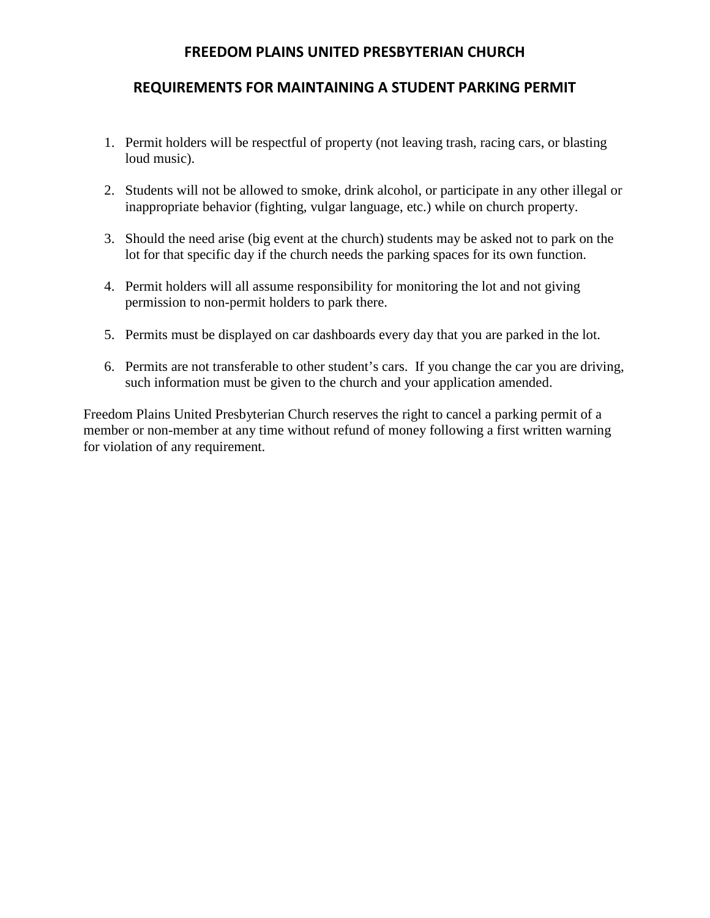# FREEDOM PLAINS UNITED PRESBYTERIAN CHURCH

## REQUIREMENTS FOR MAINTAINING A STUDENT PARKING PERMIT

1. Permit holders will be respectful of property (not leaving trash, racing cars, or blasting loud music).

2. Students will not be allowed to smoke, drink alcohol, or participate in any other illegal or inappropriate behavior (fighting, vulgar language, etc.) while on church property.

3. Should the need arise (big event at the church) students may be asked not to park on the lot for that specific day if the church needs the parking spaces for its own function.

4. Permit holders will all assume responsibility for monitoring the lot and not giving permission to non-permit holders to park there.

5. Permits must be displayed on car dashboards every day that you are parked in the lot.

6. Permits are not transferable to other student's cars. If you change the car you are driving, such information must be given to the church and your application amended.

Freedom Plains United Presbyterian Church reserves the right to cancel a parking permit of a member or non-member at any time without refund of money following a first written warning for violation of any requirement.